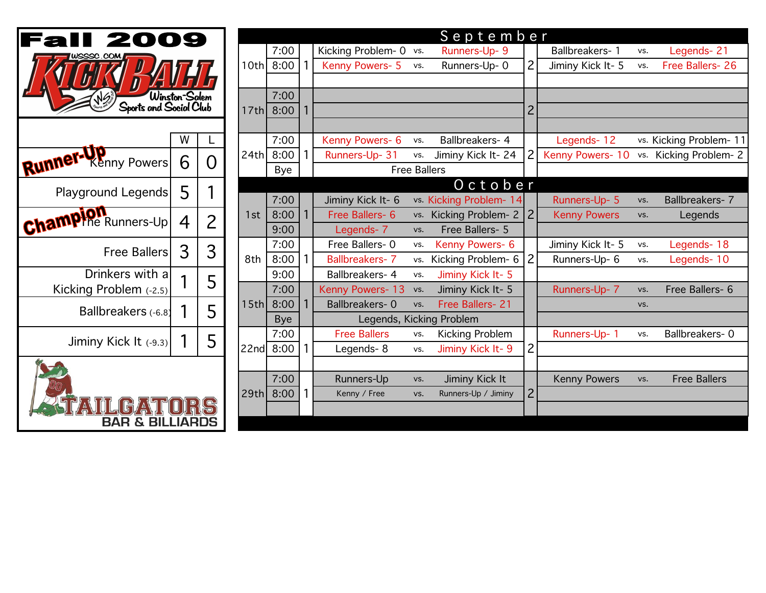# Fall 2009

## WSSSC.COM KICKBALL

Winston-Salem Sports and Social Club

| Team | W | L |
|---|---|---|
| Runner-Up Kenny Powers | 6 | 0 |
| Playground Legends | 5 | 1 |
| Champion The Runners-Up | 4 | 2 |
| Free Ballers | 3 | 3 |
| Drinkers with a Kicking Problem (-2.5) | 1 | 5 |
| Ballbreakers (-6.8) | 1 | 5 |
| Jiminy Kick It (-9.3) | 1 | 5 |

TAILGATORS BAR & BILLIARDS

## September

| Date | Time | Field | Team | vs. | Team | Field | Team | vs. | Team |
|---|---|---|---|---|---|---|---|---|---|
| 10th | 7:00 | 1 | Kicking Problem- 0 | vs. | Runners-Up- 9 | 2 | Ballbreakers- 1 | vs. | Legends- 21 |
| | 8:00 | | Kenny Powers- 5 | vs. | Runners-Up- 0 | | Jiminy Kick It- 5 | vs. | Free Ballers- 26 |
| 17th | 7:00 | 1 | | | | 2 | | | |
| | 8:00 | | | | | | | | |
| 24th | 7:00 | 1 | Kenny Powers- 6 | vs. | Ballbreakers- 4 | 2 | Legends- 12 | vs. | Kicking Problem- 11 |
| | 8:00 | | Runners-Up- 31 | vs. | Jiminy Kick It- 24 | | Kenny Powers- 10 | vs. | Kicking Problem- 2 |
| | Bye | | Free Ballers | | | | | | |

## October

| Date | Time | Field | Team | vs. | Team | Field | Team | vs. | Team |
|---|---|---|---|---|---|---|---|---|---|
| 1st | 7:00 | 1 | Jiminy Kick It- 6 | vs. | Kicking Problem- 14 | 2 | Runners-Up- 5 | vs. | Ballbreakers- 7 |
| | 8:00 | | Free Ballers- 6 | vs. | Kicking Problem- 2 | | Kenny Powers | vs. | Legends |
| | 9:00 | | Legends- 7 | vs. | Free Ballers- 5 | | | | |
| 8th | 7:00 | 1 | Free Ballers- 0 | vs. | Kenny Powers- 6 | 2 | Jiminy Kick It- 5 | vs. | Legends- 18 |
| | 8:00 | | Ballbreakers- 7 | vs. | Kicking Problem- 6 | | Runners-Up- 6 | vs. | Legends- 10 |
| | 9:00 | | Ballbreakers- 4 | vs. | Jiminy Kick It- 5 | | | | |
| 15th | 7:00 | 1 | Kenny Powers- 13 | vs. | Jiminy Kick It- 5 | | Runners-Up- 7 | vs. | Free Ballers- 6 |
| | 8:00 | | Ballbreakers- 0 | vs. | Free Ballers- 21 | | | vs. | |
| | Bye | | Legends, Kicking Problem | | | | | | |
| 22nd | 7:00 | 1 | Free Ballers | vs. | Kicking Problem | 2 | Runners-Up- 1 | vs. | Ballbreakers- 0 |
| | 8:00 | | Legends- 8 | vs. | Jiminy Kick It- 9 | | | | |
| 29th | 7:00 | 1 | Runners-Up | vs. | Jiminy Kick It | 2 | Kenny Powers | vs. | Free Ballers |
| | 8:00 | | Kenny / Free | vs. | Runners-Up / Jiminy | | | | |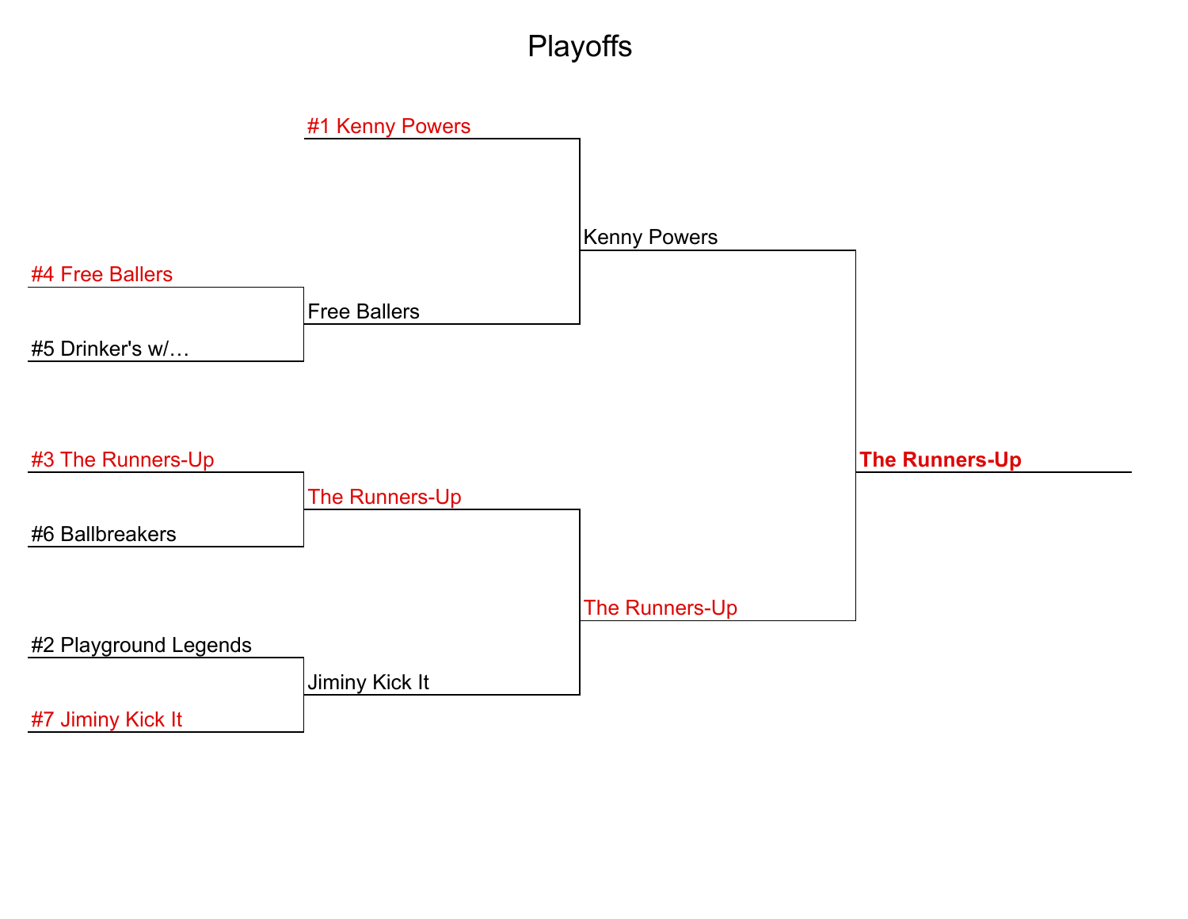# Playoffs

#1 Kenny Powers

#4 Free Ballers

#5 Drinker's w/…

Free Ballers

Kenny Powers

#3 The Runners-Up

#6 Ballbreakers

The Runners-Up

#2 Playground Legends

#7 Jiminy Kick It

Jiminy Kick It

The Runners-Up

**The Runners-Up**